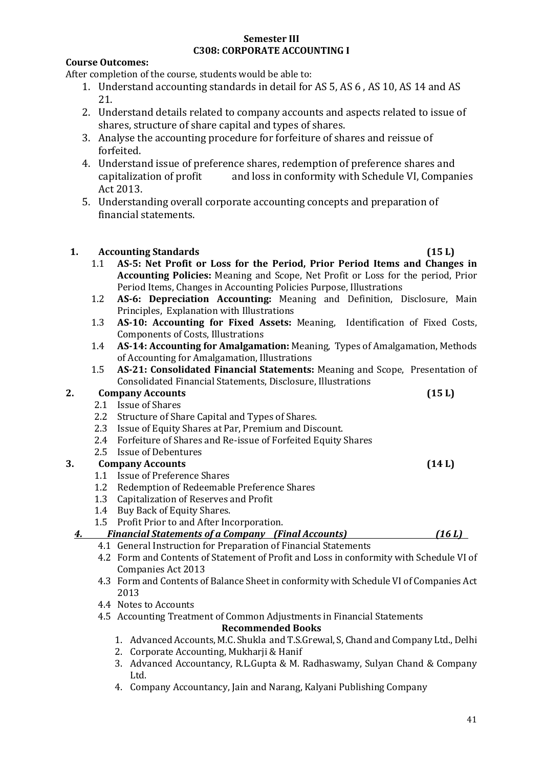**Semester III**

**C308: CORPORATE ACCOUNTING I**

**Course Outcomes:**

After completion of the course, students would be able to:

1. Understand accounting standards in detail for AS 5, AS 6 , AS 10, AS 14 and AS 21.
2. Understand details related to company accounts and aspects related to issue of shares, structure of share capital and types of shares.
3. Analyse the accounting procedure for forfeiture of shares and reissue of forfeited.
4. Understand issue of preference shares, redemption of preference shares and capitalization of profit and loss in conformity with Schedule VI, Companies Act 2013.
5. Understanding overall corporate accounting concepts and preparation of financial statements.

**1. Accounting Standards (15 L)**

- 1.1 **AS-5: Net Profit or Loss for the Period, Prior Period Items and Changes in Accounting Policies:** Meaning and Scope, Net Profit or Loss for the period, Prior Period Items, Changes in Accounting Policies Purpose, Illustrations
- 1.2 **AS-6: Depreciation Accounting:** Meaning and Definition, Disclosure, Main Principles, Explanation with Illustrations
- 1.3 **AS-10: Accounting for Fixed Assets:** Meaning, Identification of Fixed Costs, Components of Costs, Illustrations
- 1.4 **AS-14: Accounting for Amalgamation:** Meaning, Types of Amalgamation, Methods of Accounting for Amalgamation, Illustrations
- 1.5 **AS-21: Consolidated Financial Statements:** Meaning and Scope, Presentation of Consolidated Financial Statements, Disclosure, Illustrations

**2. Company Accounts (15 L)**

- 2.1 Issue of Shares
- 2.2 Structure of Share Capital and Types of Shares.
- 2.3 Issue of Equity Shares at Par, Premium and Discount.
- 2.4 Forfeiture of Shares and Re-issue of Forfeited Equity Shares
- 2.5 Issue of Debentures

**3. Company Accounts (14 L)**

- 1.1 Issue of Preference Shares
- 1.2 Redemption of Redeemable Preference Shares
- 1.3 Capitalization of Reserves and Profit
- 1.4 Buy Back of Equity Shares.
- 1.5 Profit Prior to and After Incorporation.

***4. Financial Statements of a Company (Final Accounts) (16 L)***

- 4.1 General Instruction for Preparation of Financial Statements
- 4.2 Form and Contents of Statement of Profit and Loss in conformity with Schedule VI of Companies Act 2013
- 4.3 Form and Contents of Balance Sheet in conformity with Schedule VI of Companies Act 2013
- 4.4 Notes to Accounts
- 4.5 Accounting Treatment of Common Adjustments in Financial Statements

**Recommended Books**

1. Advanced Accounts, M.C. Shukla and T.S.Grewal, S, Chand and Company Ltd., Delhi
2. Corporate Accounting, Mukharji & Hanif
3. Advanced Accountancy, R.L.Gupta & M. Radhaswamy, Sulyan Chand & Company Ltd.
4. Company Accountancy, Jain and Narang, Kalyani Publishing Company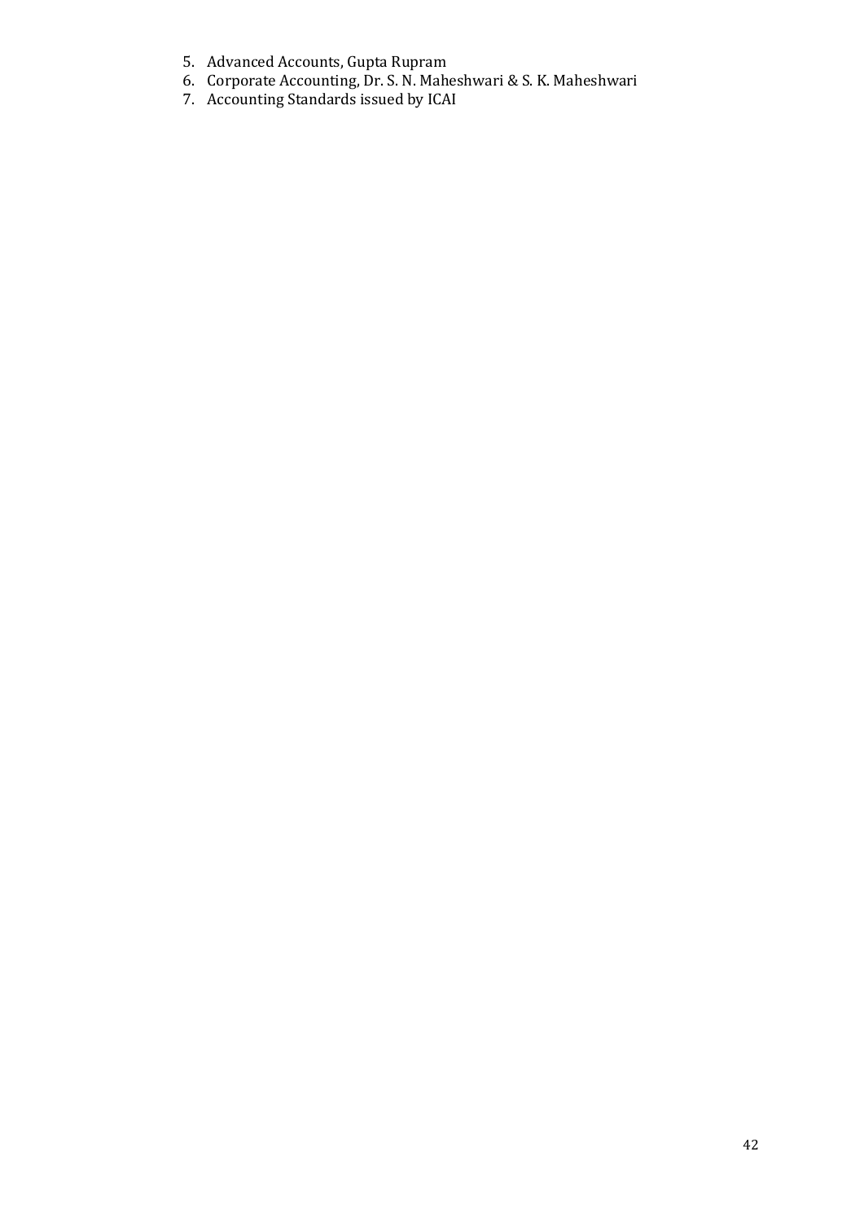5. Advanced Accounts, Gupta Rupram
6. Corporate Accounting, Dr. S. N. Maheshwari & S. K. Maheshwari
7. Accounting Standards issued by ICAI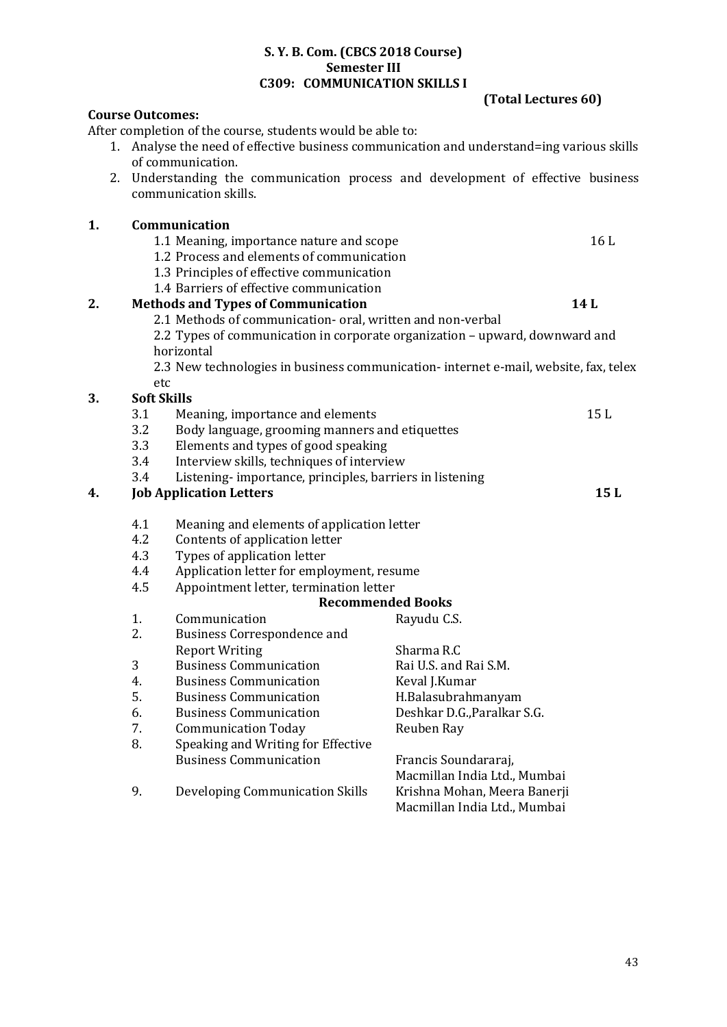**S. Y. B. Com. (CBCS 2018 Course)**
**Semester III**
**C309: COMMUNICATION SKILLS I**

**(Total Lectures 60)**

**Course Outcomes:**

After completion of the course, students would be able to:

1. Analyse the need of effective business communication and understand=ing various skills of communication.
2. Understanding the communication process and development of effective business communication skills.

**1. Communication** — 16 L

- 1.1 Meaning, importance nature and scope
- 1.2 Process and elements of communication
- 1.3 Principles of effective communication
- 1.4 Barriers of effective communication

**2. Methods and Types of Communication** — **14 L**

- 2.1 Methods of communication- oral, written and non-verbal
- 2.2 Types of communication in corporate organization – upward, downward and horizontal
- 2.3 New technologies in business communication- internet e-mail, website, fax, telex etc

**3. Soft Skills** — 15 L

- 3.1 Meaning, importance and elements
- 3.2 Body language, grooming manners and etiquettes
- 3.3 Elements and types of good speaking
- 3.4 Interview skills, techniques of interview
- 3.4 Listening- importance, principles, barriers in listening

**4. Job Application Letters** — **15 L**

- 4.1 Meaning and elements of application letter
- 4.2 Contents of application letter
- 4.3 Types of application letter
- 4.4 Application letter for employment, resume
- 4.5 Appointment letter, termination letter

**Recommended Books**

| No. | Title | Author |
|---|---|---|
| 1. | Communication | Rayudu C.S. |
| 2. | Business Correspondence and Report Writing | Sharma R.C |
| 3 | Business Communication | Rai U.S. and Rai S.M. |
| 4. | Business Communication | Keval J.Kumar |
| 5. | Business Communication | H.Balasubrahmanyam |
| 6. | Business Communication | Deshkar D.G.,Paralkar S.G. |
| 7. | Communication Today | Reuben Ray |
| 8. | Speaking and Writing for Effective Business Communication | Francis Soundararaj, Macmillan India Ltd., Mumbai |
| 9. | Developing Communication Skills | Krishna Mohan, Meera Banerji Macmillan India Ltd., Mumbai |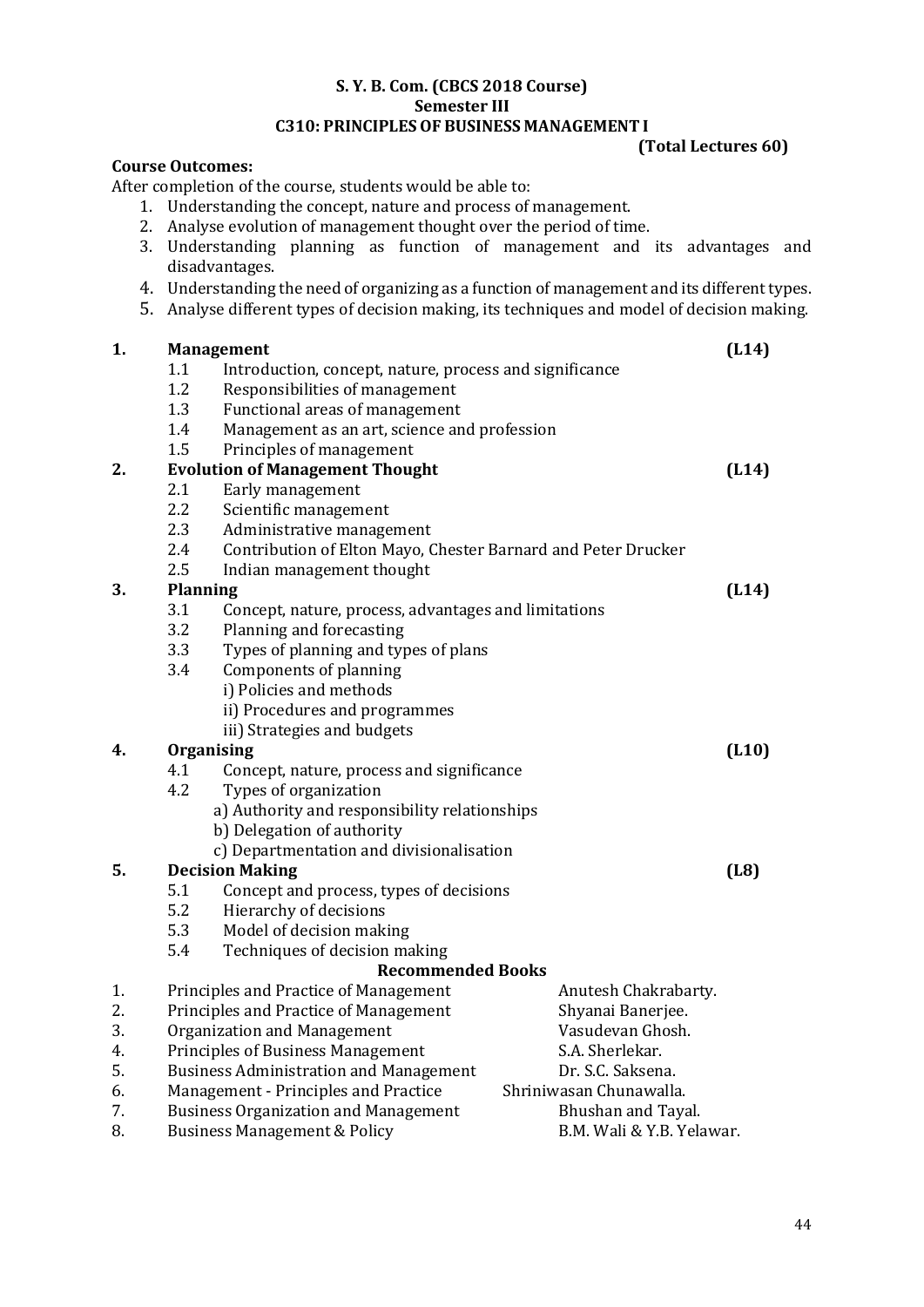**S. Y. B. Com. (CBCS 2018 Course)**
**Semester III**
**C310: PRINCIPLES OF BUSINESS MANAGEMENT I**

**(Total Lectures 60)**

**Course Outcomes:**

After completion of the course, students would be able to:

1. Understanding the concept, nature and process of management.
2. Analyse evolution of management thought over the period of time.
3. Understanding planning as function of management and its advantages and disadvantages.
4. Understanding the need of organizing as a function of management and its different types.
5. Analyse different types of decision making, its techniques and model of decision making.

**1. Management (L14)**

- 1.1 Introduction, concept, nature, process and significance
- 1.2 Responsibilities of management
- 1.3 Functional areas of management
- 1.4 Management as an art, science and profession
- 1.5 Principles of management

**2. Evolution of Management Thought (L14)**

- 2.1 Early management
- 2.2 Scientific management
- 2.3 Administrative management
- 2.4 Contribution of Elton Mayo, Chester Barnard and Peter Drucker
- 2.5 Indian management thought

**3. Planning (L14)**

- 3.1 Concept, nature, process, advantages and limitations
- 3.2 Planning and forecasting
- 3.3 Types of planning and types of plans
- 3.4 Components of planning
  - i) Policies and methods
  - ii) Procedures and programmes
  - iii) Strategies and budgets

**4. Organising (L10)**

- 4.1 Concept, nature, process and significance
- 4.2 Types of organization
  - a) Authority and responsibility relationships
  - b) Delegation of authority
  - c) Departmentation and divisionalisation

**5. Decision Making (L8)**

- 5.1 Concept and process, types of decisions
- 5.2 Hierarchy of decisions
- 5.3 Model of decision making
- 5.4 Techniques of decision making

**Recommended Books**

| No. | Title | Author |
|---|---|---|
| 1. | Principles and Practice of Management | Anutesh Chakrabarty. |
| 2. | Principles and Practice of Management | Shyanai Banerjee. |
| 3. | Organization and Management | Vasudevan Ghosh. |
| 4. | Principles of Business Management | S.A. Sherlekar. |
| 5. | Business Administration and Management | Dr. S.C. Saksena. |
| 6. | Management - Principles and Practice | Shriniwasan Chunawalla. |
| 7. | Business Organization and Management | Bhushan and Tayal. |
| 8. | Business Management & Policy | B.M. Wali & Y.B. Yelawar. |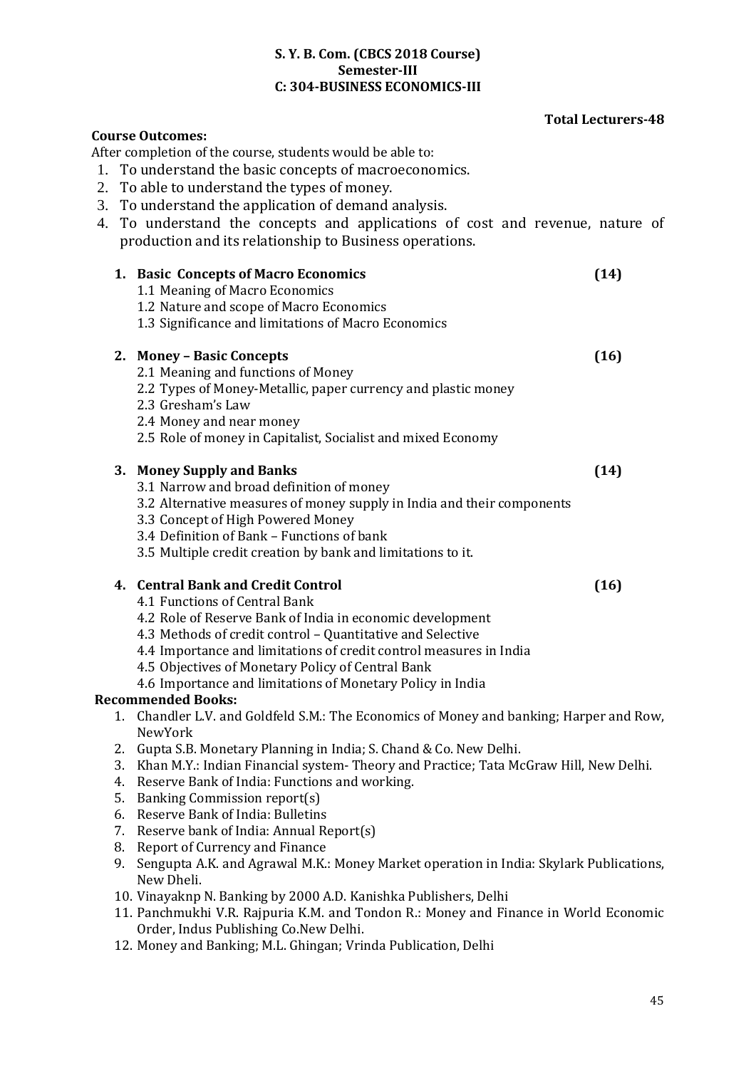**S. Y. B. Com. (CBCS 2018 Course)**
**Semester-III**
**C: 304-BUSINESS ECONOMICS-III**

**Total Lecturers-48**

**Course Outcomes:**

After completion of the course, students would be able to:

1. To understand the basic concepts of macroeconomics.
2. To able to understand the types of money.
3. To understand the application of demand analysis.
4. To understand the concepts and applications of cost and revenue, nature of production and its relationship to Business operations.

**1. Basic Concepts of Macro Economics (14)**

1.1 Meaning of Macro Economics
1.2 Nature and scope of Macro Economics
1.3 Significance and limitations of Macro Economics

**2. Money – Basic Concepts (16)**

2.1 Meaning and functions of Money
2.2 Types of Money-Metallic, paper currency and plastic money
2.3 Gresham's Law
2.4 Money and near money
2.5 Role of money in Capitalist, Socialist and mixed Economy

**3. Money Supply and Banks (14)**

3.1 Narrow and broad definition of money
3.2 Alternative measures of money supply in India and their components
3.3 Concept of High Powered Money
3.4 Definition of Bank – Functions of bank
3.5 Multiple credit creation by bank and limitations to it.

**4. Central Bank and Credit Control (16)**

4.1 Functions of Central Bank
4.2 Role of Reserve Bank of India in economic development
4.3 Methods of credit control – Quantitative and Selective
4.4 Importance and limitations of credit control measures in India
4.5 Objectives of Monetary Policy of Central Bank
4.6 Importance and limitations of Monetary Policy in India

**Recommended Books:**

1. Chandler L.V. and Goldfeld S.M.: The Economics of Money and banking; Harper and Row, NewYork
2. Gupta S.B. Monetary Planning in India; S. Chand & Co. New Delhi.
3. Khan M.Y.: Indian Financial system- Theory and Practice; Tata McGraw Hill, New Delhi.
4. Reserve Bank of India: Functions and working.
5. Banking Commission report(s)
6. Reserve Bank of India: Bulletins
7. Reserve bank of India: Annual Report(s)
8. Report of Currency and Finance
9. Sengupta A.K. and Agrawal M.K.: Money Market operation in India: Skylark Publications, New Dheli.
10. Vinayaknp N. Banking by 2000 A.D. Kanishka Publishers, Delhi
11. Panchmukhi V.R. Rajpuria K.M. and Tondon R.: Money and Finance in World Economic Order, Indus Publishing Co.New Delhi.
12. Money and Banking; M.L. Ghingan; Vrinda Publication, Delhi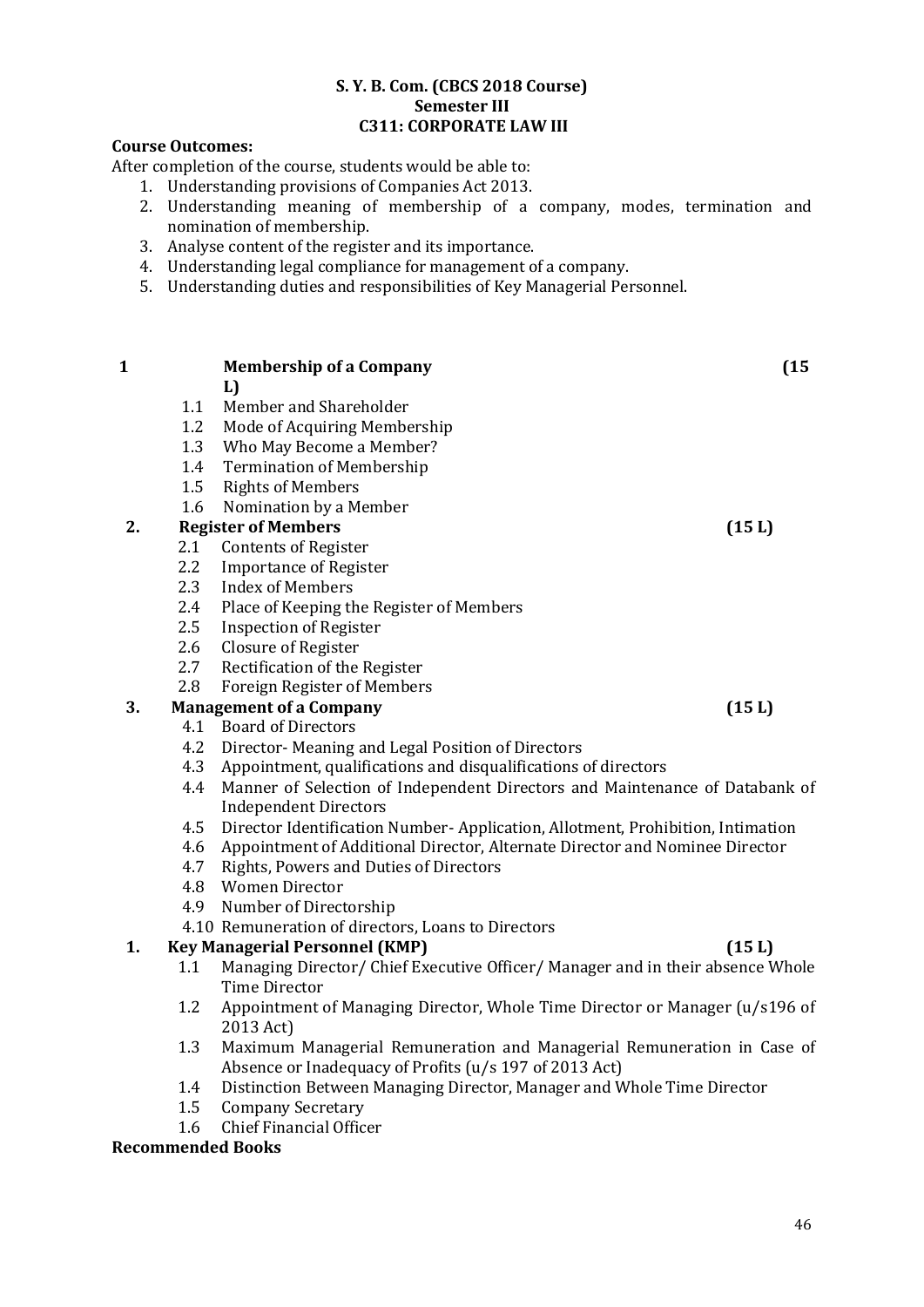**S. Y. B. Com. (CBCS 2018 Course)**
**Semester III**
**C311: CORPORATE LAW III**

**Course Outcomes:**

After completion of the course, students would be able to:

1. Understanding provisions of Companies Act 2013.
2. Understanding meaning of membership of a company, modes, termination and nomination of membership.
3. Analyse content of the register and its importance.
4. Understanding legal compliance for management of a company.
5. Understanding duties and responsibilities of Key Managerial Personnel.

**1 Membership of a Company (15 L)**

- 1.1 Member and Shareholder
- 1.2 Mode of Acquiring Membership
- 1.3 Who May Become a Member?
- 1.4 Termination of Membership
- 1.5 Rights of Members
- 1.6 Nomination by a Member

**2. Register of Members (15 L)**

- 2.1 Contents of Register
- 2.2 Importance of Register
- 2.3 Index of Members
- 2.4 Place of Keeping the Register of Members
- 2.5 Inspection of Register
- 2.6 Closure of Register
- 2.7 Rectification of the Register
- 2.8 Foreign Register of Members

**3. Management of a Company (15 L)**

- 4.1 Board of Directors
- 4.2 Director- Meaning and Legal Position of Directors
- 4.3 Appointment, qualifications and disqualifications of directors
- 4.4 Manner of Selection of Independent Directors and Maintenance of Databank of Independent Directors
- 4.5 Director Identification Number- Application, Allotment, Prohibition, Intimation
- 4.6 Appointment of Additional Director, Alternate Director and Nominee Director
- 4.7 Rights, Powers and Duties of Directors
- 4.8 Women Director
- 4.9 Number of Directorship
- 4.10 Remuneration of directors, Loans to Directors

**1. Key Managerial Personnel (KMP) (15 L)**

- 1.1 Managing Director/ Chief Executive Officer/ Manager and in their absence Whole Time Director
- 1.2 Appointment of Managing Director, Whole Time Director or Manager (u/s196 of 2013 Act)
- 1.3 Maximum Managerial Remuneration and Managerial Remuneration in Case of Absence or Inadequacy of Profits (u/s 197 of 2013 Act)
- 1.4 Distinction Between Managing Director, Manager and Whole Time Director
- 1.5 Company Secretary
- 1.6 Chief Financial Officer

**Recommended Books**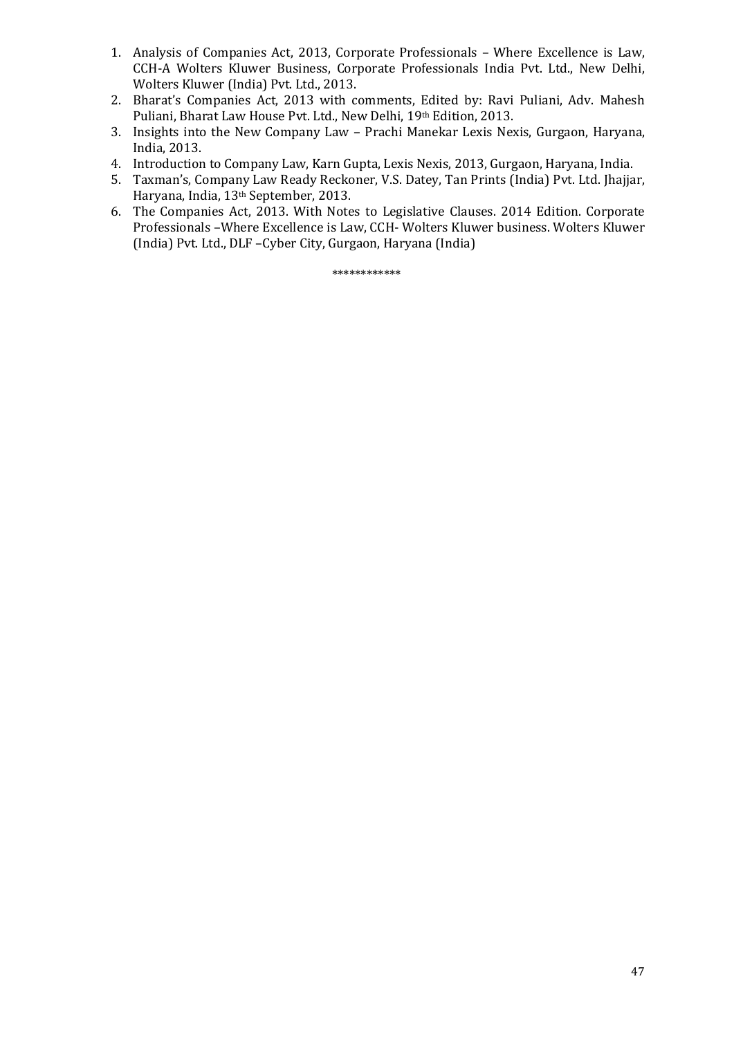1. Analysis of Companies Act, 2013, Corporate Professionals – Where Excellence is Law, CCH-A Wolters Kluwer Business, Corporate Professionals India Pvt. Ltd., New Delhi, Wolters Kluwer (India) Pvt. Ltd., 2013.
2. Bharat's Companies Act, 2013 with comments, Edited by: Ravi Puliani, Adv. Mahesh Puliani, Bharat Law House Pvt. Ltd., New Delhi, 19th Edition, 2013.
3. Insights into the New Company Law – Prachi Manekar Lexis Nexis, Gurgaon, Haryana, India, 2013.
4. Introduction to Company Law, Karn Gupta, Lexis Nexis, 2013, Gurgaon, Haryana, India.
5. Taxman's, Company Law Ready Reckoner, V.S. Datey, Tan Prints (India) Pvt. Ltd. Jhajjar, Haryana, India, 13th September, 2013.
6. The Companies Act, 2013. With Notes to Legislative Clauses. 2014 Edition. Corporate Professionals –Where Excellence is Law, CCH- Wolters Kluwer business. Wolters Kluwer (India) Pvt. Ltd., DLF –Cyber City, Gurgaon, Haryana (India)

************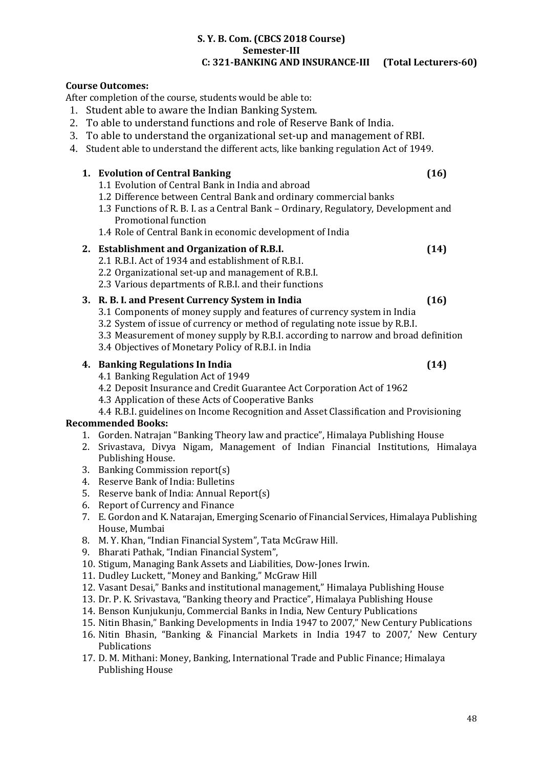**S. Y. B. Com. (CBCS 2018 Course)**
**Semester-III**
**C: 321-BANKING AND INSURANCE-III (Total Lecturers-60)**

**Course Outcomes:**

After completion of the course, students would be able to:

1. Student able to aware the Indian Banking System.
2. To able to understand functions and role of Reserve Bank of India.
3. To able to understand the organizational set-up and management of RBI.
4. Student able to understand the different acts, like banking regulation Act of 1949.

**1. Evolution of Central Banking (16)**

- 1.1 Evolution of Central Bank in India and abroad
- 1.2 Difference between Central Bank and ordinary commercial banks
- 1.3 Functions of R. B. I. as a Central Bank – Ordinary, Regulatory, Development and Promotional function
- 1.4 Role of Central Bank in economic development of India

**2. Establishment and Organization of R.B.I. (14)**

- 2.1 R.B.I. Act of 1934 and establishment of R.B.I.
- 2.2 Organizational set-up and management of R.B.I.
- 2.3 Various departments of R.B.I. and their functions

**3. R. B. I. and Present Currency System in India (16)**

- 3.1 Components of money supply and features of currency system in India
- 3.2 System of issue of currency or method of regulating note issue by R.B.I.
- 3.3 Measurement of money supply by R.B.I. according to narrow and broad definition
- 3.4 Objectives of Monetary Policy of R.B.I. in India

**4. Banking Regulations In India (14)**

- 4.1 Banking Regulation Act of 1949
- 4.2 Deposit Insurance and Credit Guarantee Act Corporation Act of 1962
- 4.3 Application of these Acts of Cooperative Banks
- 4.4 R.B.I. guidelines on Income Recognition and Asset Classification and Provisioning

**Recommended Books:**

1. Gorden. Natrajan "Banking Theory law and practice", Himalaya Publishing House
2. Srivastava, Divya Nigam, Management of Indian Financial Institutions, Himalaya Publishing House.
3. Banking Commission report(s)
4. Reserve Bank of India: Bulletins
5. Reserve bank of India: Annual Report(s)
6. Report of Currency and Finance
7. E. Gordon and K. Natarajan, Emerging Scenario of Financial Services, Himalaya Publishing House, Mumbai
8. M. Y. Khan, "Indian Financial System", Tata McGraw Hill.
9. Bharati Pathak, "Indian Financial System",
10. Stigum, Managing Bank Assets and Liabilities, Dow-Jones Irwin.
11. Dudley Luckett, "Money and Banking," McGraw Hill
12. Vasant Desai," Banks and institutional management," Himalaya Publishing House
13. Dr. P. K. Srivastava, "Banking theory and Practice", Himalaya Publishing House
14. Benson Kunjukunju, Commercial Banks in India, New Century Publications
15. Nitin Bhasin," Banking Developments in India 1947 to 2007," New Century Publications
16. Nitin Bhasin, "Banking & Financial Markets in India 1947 to 2007,' New Century Publications
17. D. M. Mithani: Money, Banking, International Trade and Public Finance; Himalaya Publishing House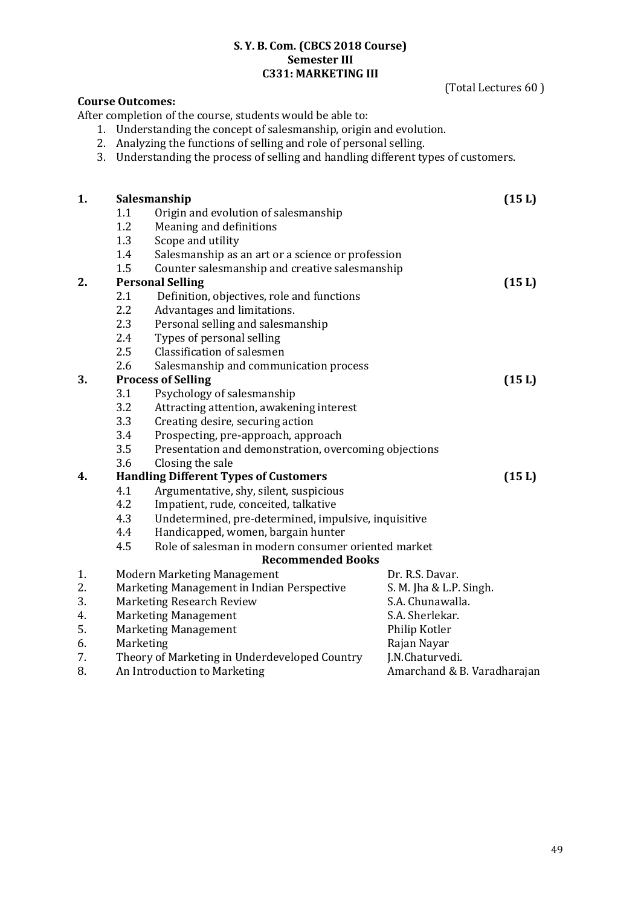**S. Y. B. Com. (CBCS 2018 Course)**
**Semester III**
**C331: MARKETING III**

(Total Lectures 60 )

**Course Outcomes:**

After completion of the course, students would be able to:

1. Understanding the concept of salesmanship, origin and evolution.
2. Analyzing the functions of selling and role of personal selling.
3. Understanding the process of selling and handling different types of customers.

**1. Salesmanship (15 L)**

- 1.1 Origin and evolution of salesmanship
- 1.2 Meaning and definitions
- 1.3 Scope and utility
- 1.4 Salesmanship as an art or a science or profession
- 1.5 Counter salesmanship and creative salesmanship

**2. Personal Selling (15 L)**

- 2.1 Definition, objectives, role and functions
- 2.2 Advantages and limitations.
- 2.3 Personal selling and salesmanship
- 2.4 Types of personal selling
- 2.5 Classification of salesmen
- 2.6 Salesmanship and communication process

**3. Process of Selling (15 L)**

- 3.1 Psychology of salesmanship
- 3.2 Attracting attention, awakening interest
- 3.3 Creating desire, securing action
- 3.4 Prospecting, pre-approach, approach
- 3.5 Presentation and demonstration, overcoming objections
- 3.6 Closing the sale

**4. Handling Different Types of Customers (15 L)**

- 4.1 Argumentative, shy, silent, suspicious
- 4.2 Impatient, rude, conceited, talkative
- 4.3 Undetermined, pre-determined, impulsive, inquisitive
- 4.4 Handicapped, women, bargain hunter
- 4.5 Role of salesman in modern consumer oriented market

**Recommended Books**

| No. | Title | Author |
|---|---|---|
| 1. | Modern Marketing Management | Dr. R.S. Davar. |
| 2. | Marketing Management in Indian Perspective | S. M. Jha & L.P. Singh. |
| 3. | Marketing Research Review | S.A. Chunawalla. |
| 4. | Marketing Management | S.A. Sherlekar. |
| 5. | Marketing Management | Philip Kotler |
| 6. | Marketing | Rajan Nayar |
| 7. | Theory of Marketing in Underdeveloped Country | J.N.Chaturvedi. |
| 8. | An Introduction to Marketing | Amarchand & B. Varadharajan |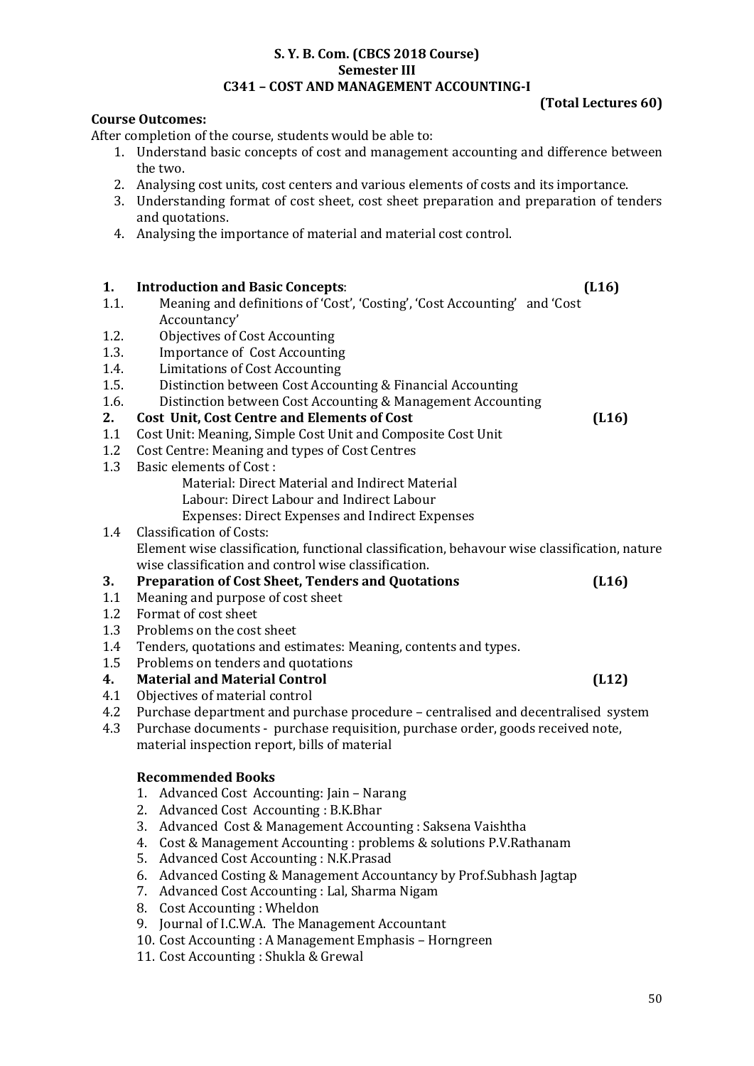**S. Y. B. Com. (CBCS 2018 Course)**
**Semester III**
**C341 – COST AND MANAGEMENT ACCOUNTING-I**

**(Total Lectures 60)**

**Course Outcomes:**

After completion of the course, students would be able to:

1. Understand basic concepts of cost and management accounting and difference between the two.
2. Analysing cost units, cost centers and various elements of costs and its importance.
3. Understanding format of cost sheet, cost sheet preparation and preparation of tenders and quotations.
4. Analysing the importance of material and material cost control.

**1. Introduction and Basic Concepts: (L16)**

1.1. Meaning and definitions of 'Cost', 'Costing', 'Cost Accounting' and 'Cost Accountancy'
1.2. Objectives of Cost Accounting
1.3. Importance of Cost Accounting
1.4. Limitations of Cost Accounting
1.5. Distinction between Cost Accounting & Financial Accounting
1.6. Distinction between Cost Accounting & Management Accounting

**2. Cost Unit, Cost Centre and Elements of Cost (L16)**

1.1 Cost Unit: Meaning, Simple Cost Unit and Composite Cost Unit
1.2 Cost Centre: Meaning and types of Cost Centres
1.3 Basic elements of Cost :
  Material: Direct Material and Indirect Material
  Labour: Direct Labour and Indirect Labour
  Expenses: Direct Expenses and Indirect Expenses
1.4 Classification of Costs:
  Element wise classification, functional classification, behaviour wise classification, nature wise classification and control wise classification.

**3. Preparation of Cost Sheet, Tenders and Quotations (L16)**

1.1 Meaning and purpose of cost sheet
1.2 Format of cost sheet
1.3 Problems on the cost sheet
1.4 Tenders, quotations and estimates: Meaning, contents and types.
1.5 Problems on tenders and quotations

**4. Material and Material Control (L12)**

4.1 Objectives of material control
4.2 Purchase department and purchase procedure – centralised and decentralised system
4.3 Purchase documents - purchase requisition, purchase order, goods received note, material inspection report, bills of material

**Recommended Books**

1. Advanced Cost Accounting: Jain – Narang
2. Advanced Cost Accounting : B.K.Bhar
3. Advanced Cost & Management Accounting : Saksena Vaishtha
4. Cost & Management Accounting : problems & solutions P.V.Rathanam
5. Advanced Cost Accounting : N.K.Prasad
6. Advanced Costing & Management Accountancy by Prof.Subhash Jagtap
7. Advanced Cost Accounting : Lal, Sharma Nigam
8. Cost Accounting : Wheldon
9. Journal of I.C.W.A. The Management Accountant
10. Cost Accounting : A Management Emphasis – Horngreen
11. Cost Accounting : Shukla & Grewal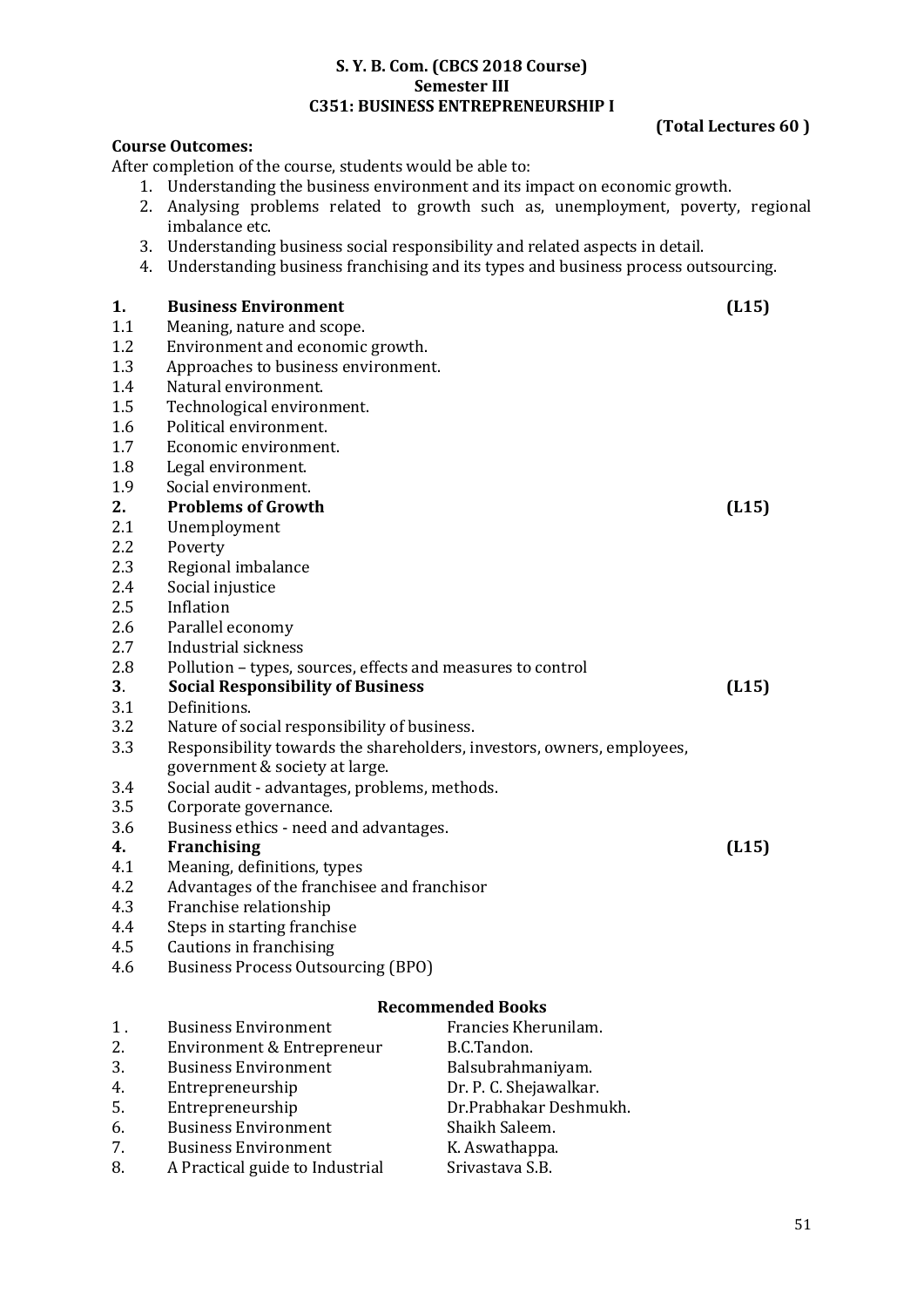# S. Y. B. Com. (CBCS 2018 Course)
## Semester III
## C351: BUSINESS ENTREPRENEURSHIP I

**(Total Lectures 60 )**

**Course Outcomes:**

After completion of the course, students would be able to:

1. Understanding the business environment and its impact on economic growth.
2. Analysing problems related to growth such as, unemployment, poverty, regional imbalance etc.
3. Understanding business social responsibility and related aspects in detail.
4. Understanding business franchising and its types and business process outsourcing.

**1. Business Environment** **(L15)**

1.1 Meaning, nature and scope.
1.2 Environment and economic growth.
1.3 Approaches to business environment.
1.4 Natural environment.
1.5 Technological environment.
1.6 Political environment.
1.7 Economic environment.
1.8 Legal environment.
1.9 Social environment.

**2. Problems of Growth** **(L15)**

2.1 Unemployment
2.2 Poverty
2.3 Regional imbalance
2.4 Social injustice
2.5 Inflation
2.6 Parallel economy
2.7 Industrial sickness
2.8 Pollution – types, sources, effects and measures to control

**3. Social Responsibility of Business** **(L15)**

3.1 Definitions.
3.2 Nature of social responsibility of business.
3.3 Responsibility towards the shareholders, investors, owners, employees, government & society at large.
3.4 Social audit - advantages, problems, methods.
3.5 Corporate governance.
3.6 Business ethics - need and advantages.

**4. Franchising** **(L15)**

4.1 Meaning, definitions, types
4.2 Advantages of the franchisee and franchisor
4.3 Franchise relationship
4.4 Steps in starting franchise
4.5 Cautions in franchising
4.6 Business Process Outsourcing (BPO)

### Recommended Books

| No. | Title | Author |
|---|---|---|
| 1. | Business Environment | Francies Kherunilam. |
| 2. | Environment & Entrepreneur | B.C.Tandon. |
| 3. | Business Environment | Balsubrahmaniyam. |
| 4. | Entrepreneurship | Dr. P. C. Shejawalkar. |
| 5. | Entrepreneurship | Dr.Prabhakar Deshmukh. |
| 6. | Business Environment | Shaikh Saleem. |
| 7. | Business Environment | K. Aswathappa. |
| 8. | A Practical guide to Industrial | Srivastava S.B. |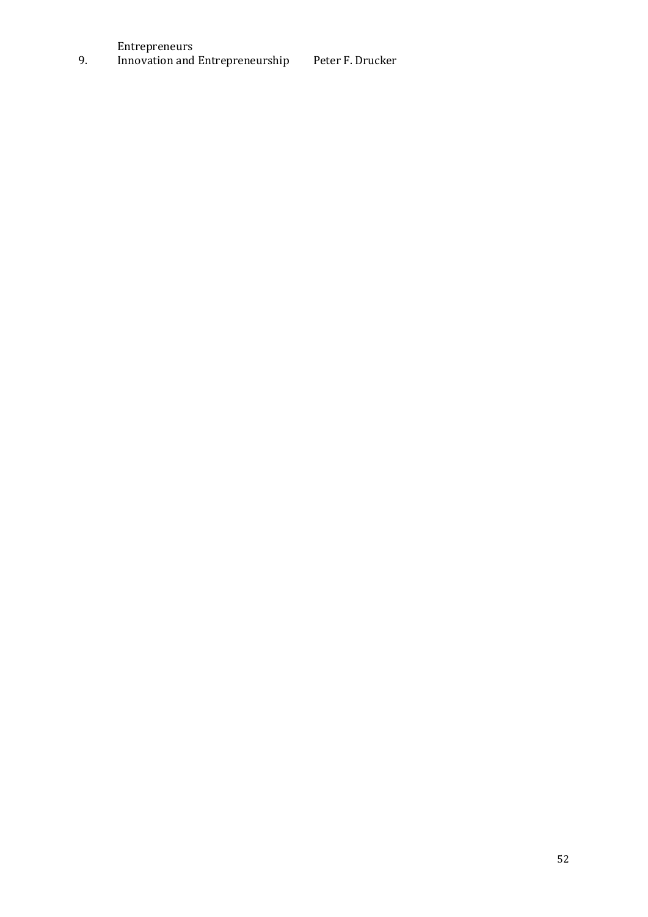Entrepreneurs

9. Innovation and Entrepreneurship Peter F. Drucker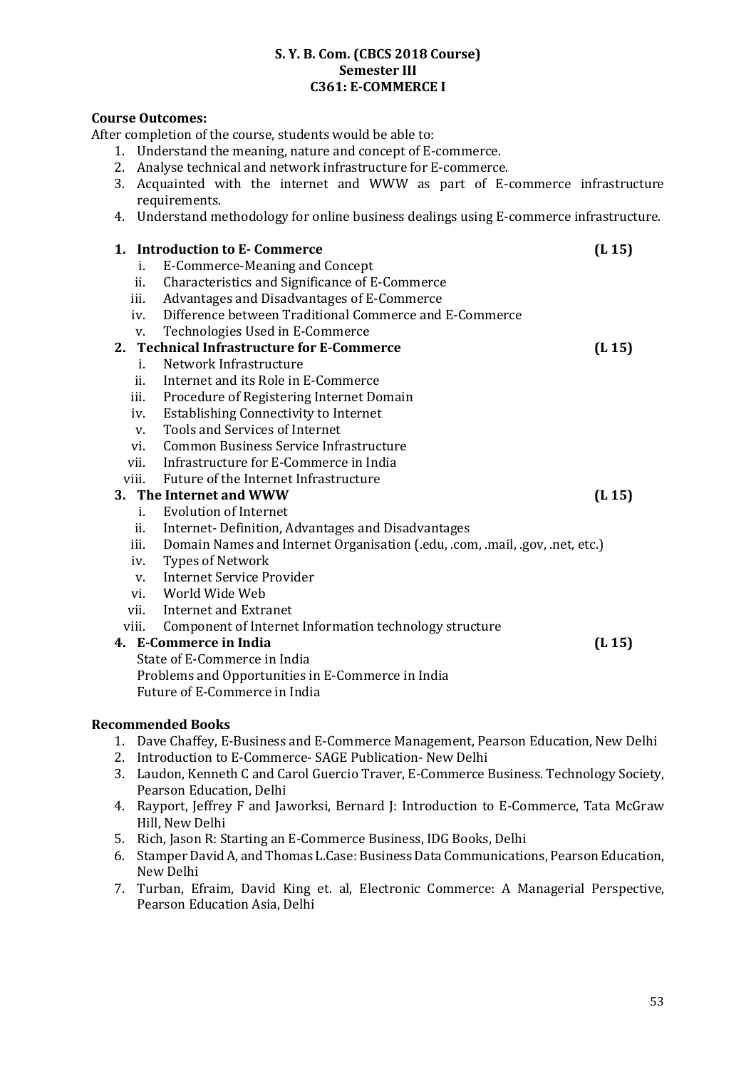**S. Y. B. Com. (CBCS 2018 Course)**
**Semester III**
**C361: E-COMMERCE I**

**Course Outcomes:**

After completion of the course, students would be able to:

1. Understand the meaning, nature and concept of E-commerce.
2. Analyse technical and network infrastructure for E-commerce.
3. Acquainted with the internet and WWW as part of E-commerce infrastructure requirements.
4. Understand methodology for online business dealings using E-commerce infrastructure.

**1. Introduction to E- Commerce** **(L 15)**

  i. E-Commerce-Meaning and Concept
  ii. Characteristics and Significance of E-Commerce
  iii. Advantages and Disadvantages of E-Commerce
  iv. Difference between Traditional Commerce and E-Commerce
  v. Technologies Used in E-Commerce

**2. Technical Infrastructure for E-Commerce** **(L 15)**

  i. Network Infrastructure
  ii. Internet and its Role in E-Commerce
  iii. Procedure of Registering Internet Domain
  iv. Establishing Connectivity to Internet
  v. Tools and Services of Internet
  vi. Common Business Service Infrastructure
  vii. Infrastructure for E-Commerce in India
  viii. Future of the Internet Infrastructure

**3. The Internet and WWW** **(L 15)**

  i. Evolution of Internet
  ii. Internet- Definition, Advantages and Disadvantages
  iii. Domain Names and Internet Organisation (.edu, .com, .mail, .gov, .net, etc.)
  iv. Types of Network
  v. Internet Service Provider
  vi. World Wide Web
  vii. Internet and Extranet
  viii. Component of Internet Information technology structure

**4. E-Commerce in India** **(L 15)**

  State of E-Commerce in India
  Problems and Opportunities in E-Commerce in India
  Future of E-Commerce in India

**Recommended Books**

1. Dave Chaffey, E-Business and E-Commerce Management, Pearson Education, New Delhi
2. Introduction to E-Commerce- SAGE Publication- New Delhi
3. Laudon, Kenneth C and Carol Guercio Traver, E-Commerce Business. Technology Society, Pearson Education, Delhi
4. Rayport, Jeffrey F and Jaworksi, Bernard J: Introduction to E-Commerce, Tata McGraw Hill, New Delhi
5. Rich, Jason R: Starting an E-Commerce Business, IDG Books, Delhi
6. Stamper David A, and Thomas L.Case: Business Data Communications, Pearson Education, New Delhi
7. Turban, Efraim, David King et. al, Electronic Commerce: A Managerial Perspective, Pearson Education Asia, Delhi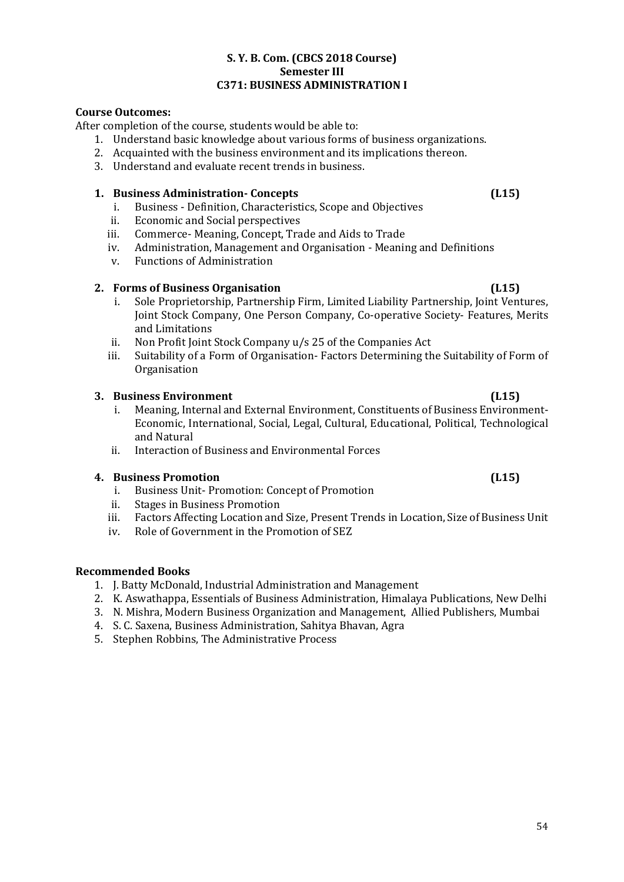**S. Y. B. Com. (CBCS 2018 Course)**
**Semester III**
**C371: BUSINESS ADMINISTRATION I**

**Course Outcomes:**

After completion of the course, students would be able to:

1. Understand basic knowledge about various forms of business organizations.
2. Acquainted with the business environment and its implications thereon.
3. Understand and evaluate recent trends in business.

**1. Business Administration- Concepts (L15)**

   i. Business - Definition, Characteristics, Scope and Objectives
   ii. Economic and Social perspectives
   iii. Commerce- Meaning, Concept, Trade and Aids to Trade
   iv. Administration, Management and Organisation - Meaning and Definitions
   v. Functions of Administration

**2. Forms of Business Organisation (L15)**

   i. Sole Proprietorship, Partnership Firm, Limited Liability Partnership, Joint Ventures, Joint Stock Company, One Person Company, Co-operative Society- Features, Merits and Limitations
   ii. Non Profit Joint Stock Company u/s 25 of the Companies Act
   iii. Suitability of a Form of Organisation- Factors Determining the Suitability of Form of Organisation

**3. Business Environment (L15)**

   i. Meaning, Internal and External Environment, Constituents of Business Environment- Economic, International, Social, Legal, Cultural, Educational, Political, Technological and Natural
   ii. Interaction of Business and Environmental Forces

**4. Business Promotion (L15)**

   i. Business Unit- Promotion: Concept of Promotion
   ii. Stages in Business Promotion
   iii. Factors Affecting Location and Size, Present Trends in Location, Size of Business Unit
   iv. Role of Government in the Promotion of SEZ

**Recommended Books**

1. J. Batty McDonald, Industrial Administration and Management
2. K. Aswathappa, Essentials of Business Administration, Himalaya Publications, New Delhi
3. N. Mishra, Modern Business Organization and Management, Allied Publishers, Mumbai
4. S. C. Saxena, Business Administration, Sahitya Bhavan, Agra
5. Stephen Robbins, The Administrative Process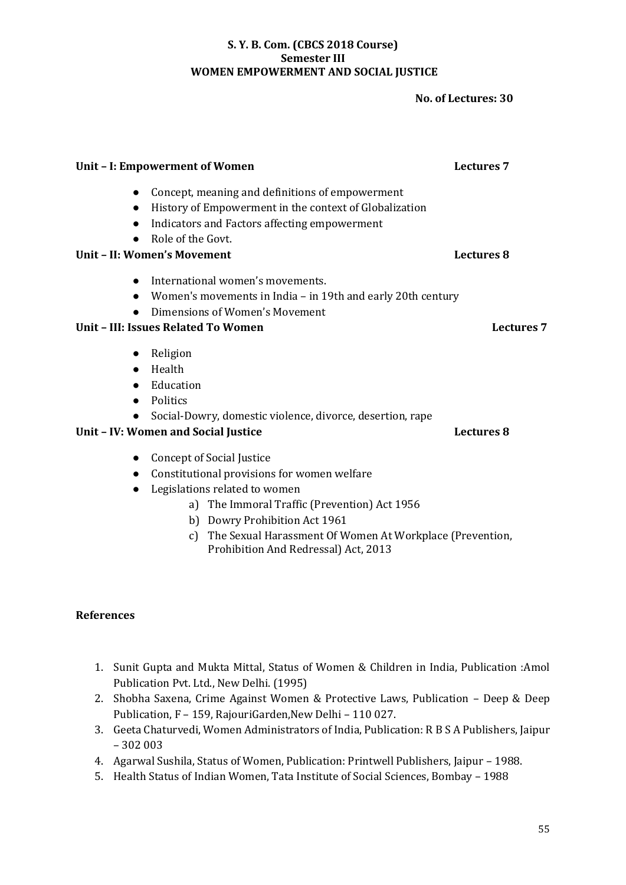**S. Y. B. Com. (CBCS 2018 Course)**
**Semester III**
**WOMEN EMPOWERMENT AND SOCIAL JUSTICE**

**No. of Lectures: 30**

**Unit – I: Empowerment of Women** **Lectures 7**

- Concept, meaning and definitions of empowerment
- History of Empowerment in the context of Globalization
- Indicators and Factors affecting empowerment
- Role of the Govt.

**Unit – II: Women's Movement** **Lectures 8**

- International women's movements.
- Women's movements in India – in 19th and early 20th century
- Dimensions of Women's Movement

**Unit – III: Issues Related To Women** **Lectures 7**

- Religion
- Health
- Education
- Politics
- Social-Dowry, domestic violence, divorce, desertion, rape

**Unit – IV: Women and Social Justice** **Lectures 8**

- Concept of Social Justice
- Constitutional provisions for women welfare
- Legislations related to women
  a) The Immoral Traffic (Prevention) Act 1956
  b) Dowry Prohibition Act 1961
  c) The Sexual Harassment Of Women At Workplace (Prevention, Prohibition And Redressal) Act, 2013

**References**

1. Sunit Gupta and Mukta Mittal, Status of Women & Children in India, Publication :Amol Publication Pvt. Ltd., New Delhi. (1995)
2. Shobha Saxena, Crime Against Women & Protective Laws, Publication – Deep & Deep Publication, F – 159, RajouriGarden,New Delhi – 110 027.
3. Geeta Chaturvedi, Women Administrators of India, Publication: R B S A Publishers, Jaipur – 302 003
4. Agarwal Sushila, Status of Women, Publication: Printwell Publishers, Jaipur – 1988.
5. Health Status of Indian Women, Tata Institute of Social Sciences, Bombay – 1988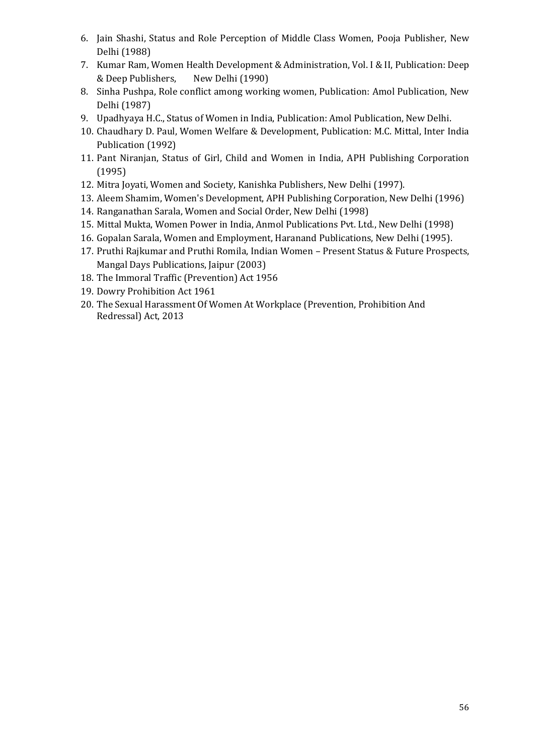6. Jain Shashi, Status and Role Perception of Middle Class Women, Pooja Publisher, New Delhi (1988)
7. Kumar Ram, Women Health Development & Administration, Vol. I & II, Publication: Deep & Deep Publishers, New Delhi (1990)
8. Sinha Pushpa, Role conflict among working women, Publication: Amol Publication, New Delhi (1987)
9. Upadhyaya H.C., Status of Women in India, Publication: Amol Publication, New Delhi.
10. Chaudhary D. Paul, Women Welfare & Development, Publication: M.C. Mittal, Inter India Publication (1992)
11. Pant Niranjan, Status of Girl, Child and Women in India, APH Publishing Corporation (1995)
12. Mitra Joyati, Women and Society, Kanishka Publishers, New Delhi (1997).
13. Aleem Shamim, Women's Development, APH Publishing Corporation, New Delhi (1996)
14. Ranganathan Sarala, Women and Social Order, New Delhi (1998)
15. Mittal Mukta, Women Power in India, Anmol Publications Pvt. Ltd., New Delhi (1998)
16. Gopalan Sarala, Women and Employment, Haranand Publications, New Delhi (1995).
17. Pruthi Rajkumar and Pruthi Romila, Indian Women – Present Status & Future Prospects, Mangal Days Publications, Jaipur (2003)
18. The Immoral Traffic (Prevention) Act 1956
19. Dowry Prohibition Act 1961
20. The Sexual Harassment Of Women At Workplace (Prevention, Prohibition And Redressal) Act, 2013